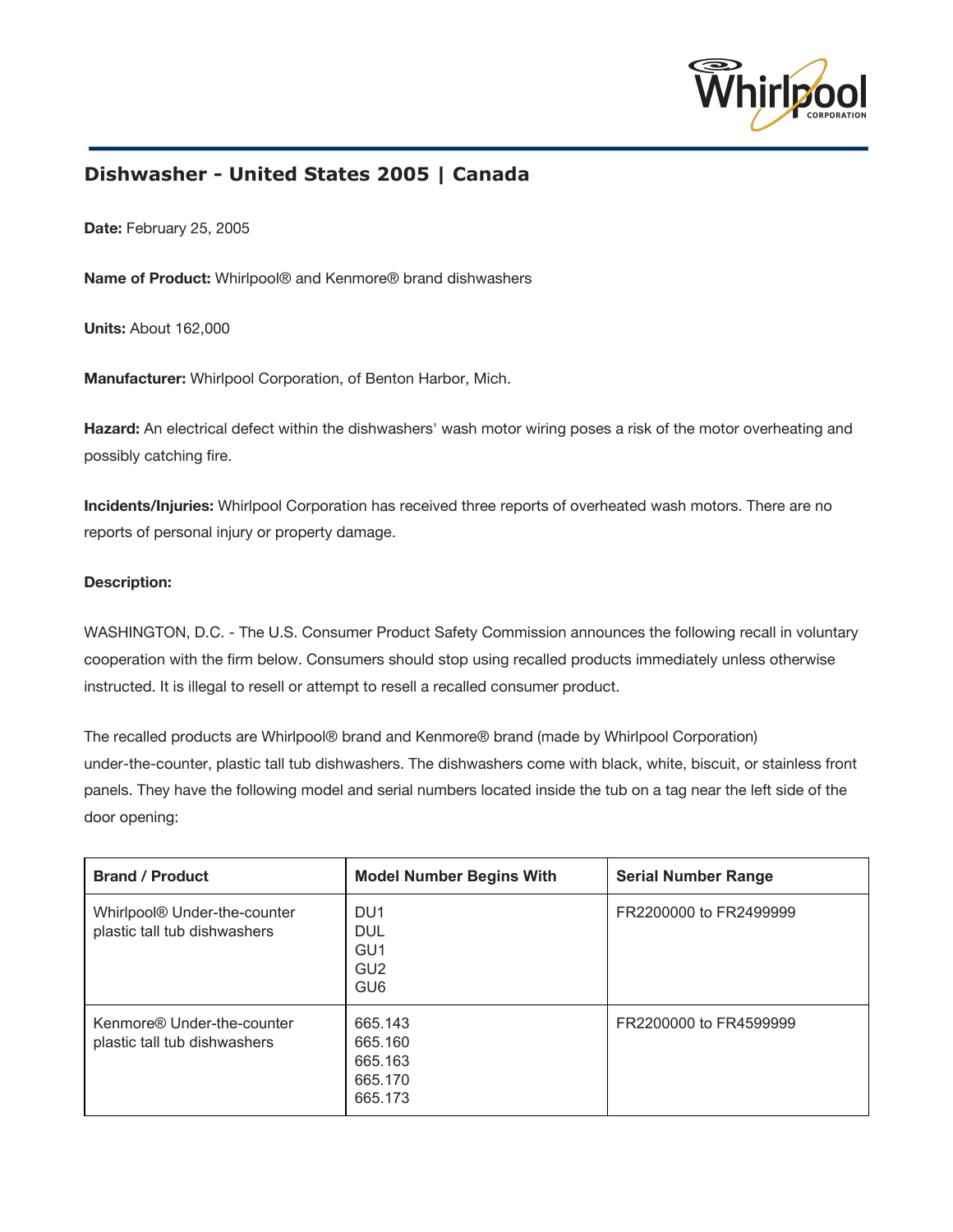# Dishwasher - United States 2005 | Canada

**Date:** February 25, 2005

**Name of Product:** Whirlpool® and Kenmore® brand dishwashers

**Units:** About 162,000

**Manufacturer:** Whirlpool Corporation, of Benton Harbor, Mich.

**Hazard:** An electrical defect within the dishwashers' wash motor wiring poses a risk of the motor overheating and possibly catching fire.

**Incidents/Injuries:** Whirlpool Corporation has received three reports of overheated wash motors. There are no reports of personal injury or property damage.

**Description:**

WASHINGTON, D.C. - The U.S. Consumer Product Safety Commission announces the following recall in voluntary cooperation with the firm below. Consumers should stop using recalled products immediately unless otherwise instructed. It is illegal to resell or attempt to resell a recalled consumer product.

The recalled products are Whirlpool® brand and Kenmore® brand (made by Whirlpool Corporation) under-the-counter, plastic tall tub dishwashers. The dishwashers come with black, white, biscuit, or stainless front panels. They have the following model and serial numbers located inside the tub on a tag near the left side of the door opening:

| Brand / Product | Model Number Begins With | Serial Number Range |
| --- | --- | --- |
| Whirlpool® Under-the-counter plastic tall tub dishwashers | DU1<br>DUL<br>GU1<br>GU2<br>GU6 | FR2200000 to FR2499999 |
| Kenmore® Under-the-counter plastic tall tub dishwashers | 665.143<br>665.160<br>665.163<br>665.170<br>665.173 | FR2200000 to FR4599999 |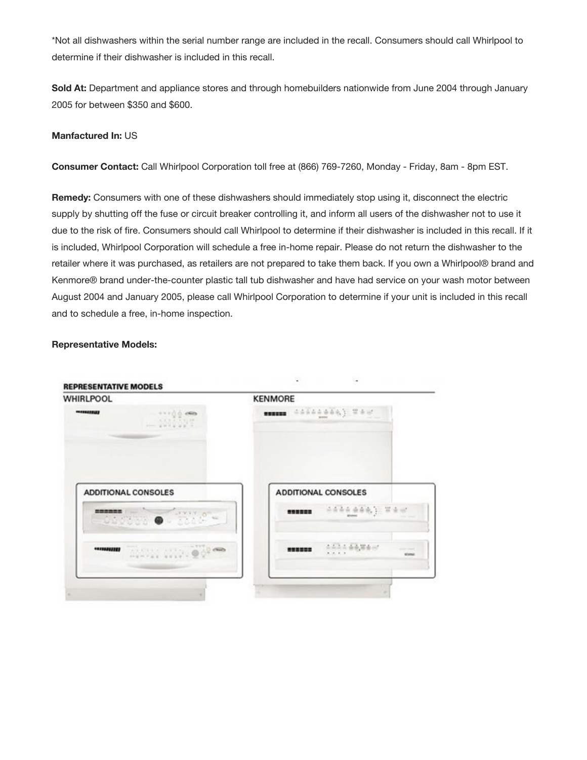*Not all dishwashers within the serial number range are included in the recall. Consumers should call Whirlpool to determine if their dishwasher is included in this recall.

**Sold At:** Department and appliance stores and through homebuilders nationwide from June 2004 through January 2005 for between $350 and $600.

**Manfactured In:** US

**Consumer Contact:** Call Whirlpool Corporation toll free at (866) 769-7260, Monday - Friday, 8am - 8pm EST.

**Remedy:** Consumers with one of these dishwashers should immediately stop using it, disconnect the electric supply by shutting off the fuse or circuit breaker controlling it, and inform all users of the dishwasher not to use it due to the risk of fire. Consumers should call Whirlpool to determine if their dishwasher is included in this recall. If it is included, Whirlpool Corporation will schedule a free in-home repair. Please do not return the dishwasher to the retailer where it was purchased, as retailers are not prepared to take them back. If you own a Whirlpool® brand and Kenmore® brand under-the-counter plastic tall tub dishwasher and have had service on your wash motor between August 2004 and January 2005, please call Whirlpool Corporation to determine if your unit is included in this recall and to schedule a free, in-home inspection.

**Representative Models:**

REPRESENTATIVE MODELS

WHIRLPOOL

ADDITIONAL CONSOLES

KENMORE

ADDITIONAL CONSOLES